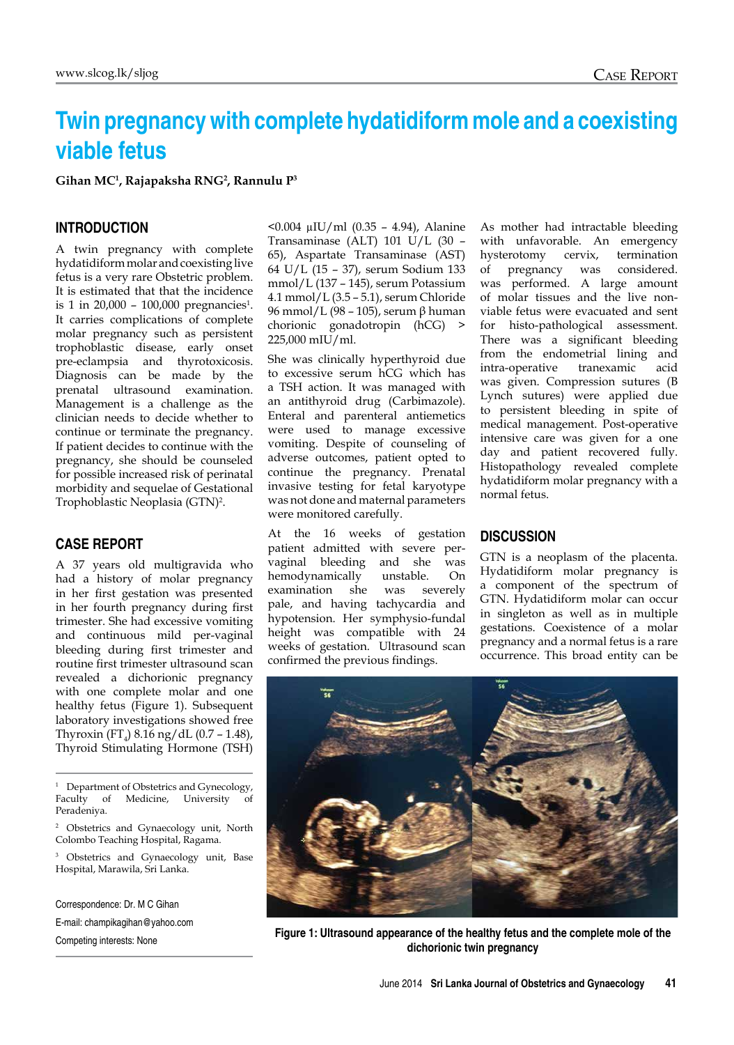# Twin pregnancy with complete hydatidiform mole and a coexisting viable fetus

**Gihan MC[1], Rajapaksha RNG[2], Rannulu P[3]**

## INTRODUCTION

A twin pregnancy with complete hydatidiform molar and coexisting live fetus is a very rare Obstetric problem. It is estimated that that the incidence is 1 in 20,000 – 100,000 pregnancies[1]. It carries complications of complete molar pregnancy such as persistent trophoblastic disease, early onset pre-eclampsia and thyrotoxicosis. Diagnosis can be made by the prenatal ultrasound examination. Management is a challenge as the clinician needs to decide whether to continue or terminate the pregnancy. If patient decides to continue with the pregnancy, she should be counseled for possible increased risk of perinatal morbidity and sequelae of Gestational Trophoblastic Neoplasia (GTN)[2].

## CASE REPORT

A 37 years old multigravida who had a history of molar pregnancy in her first gestation was presented in her fourth pregnancy during first trimester. She had excessive vomiting and continuous mild per-vaginal bleeding during first trimester and routine first trimester ultrasound scan revealed a dichorionic pregnancy with one complete molar and one healthy fetus (Figure 1). Subsequent laboratory investigations showed free Thyroxin ($FT_4$) 8.16 ng/dL (0.7 – 1.48), Thyroid Stimulating Hormone (TSH) <0.004 µIU/ml (0.35 – 4.94), Alanine Transaminase (ALT) 101 U/L (30 – 65), Aspartate Transaminase (AST) 64 U/L (15 – 37), serum Sodium 133 mmol/L (137 – 145), serum Potassium 4.1 mmol/L (3.5 – 5.1), serum Chloride 96 mmol/L (98 – 105), serum β human chorionic gonadotropin (hCG) > 225,000 mIU/ml.

She was clinically hyperthyroid due to excessive serum hCG which has a TSH action. It was managed with an antithyroid drug (Carbimazole). Enteral and parenteral antiemetics were used to manage excessive vomiting. Despite of counseling of adverse outcomes, patient opted to continue the pregnancy. Prenatal invasive testing for fetal karyotype was not done and maternal parameters were monitored carefully.

At the 16 weeks of gestation patient admitted with severe per-vaginal bleeding and she was hemodynamically unstable. On examination she was severely pale, and having tachycardia and hypotension. Her symphysio-fundal height was compatible with 24 weeks of gestation. Ultrasound scan confirmed the previous findings.

As mother had intractable bleeding with unfavorable. An emergency hysterotomy cervix, termination of pregnancy was considered. was performed. A large amount of molar tissues and the live non-viable fetus were evacuated and sent for histo-pathological assessment. There was a significant bleeding from the endometrial lining and intra-operative tranexamic acid was given. Compression sutures (B Lynch sutures) were applied due to persistent bleeding in spite of medical management. Post-operative intensive care was given for a one day and patient recovered fully. Histopathology revealed complete hydatidiform molar pregnancy with a normal fetus.

## DISCUSSION

GTN is a neoplasm of the placenta. Hydatidiform molar pregnancy is a component of the spectrum of GTN. Hydatidiform molar can occur in singleton as well as in multiple gestations. Coexistence of a molar pregnancy and a normal fetus is a rare occurrence. This broad entity can be

**Figure 1: Ultrasound appearance of the healthy fetus and the complete mole of the dichorionic twin pregnancy**

---

[1] Department of Obstetrics and Gynecology, Faculty of Medicine, University of Peradeniya.

[2] Obstetrics and Gynaecology unit, North Colombo Teaching Hospital, Ragama.

[3] Obstetrics and Gynaecology unit, Base Hospital, Marawila, Sri Lanka.

Correspondence: Dr. M C Gihan
E-mail: champikagihan@yahoo.com
Competing interests: None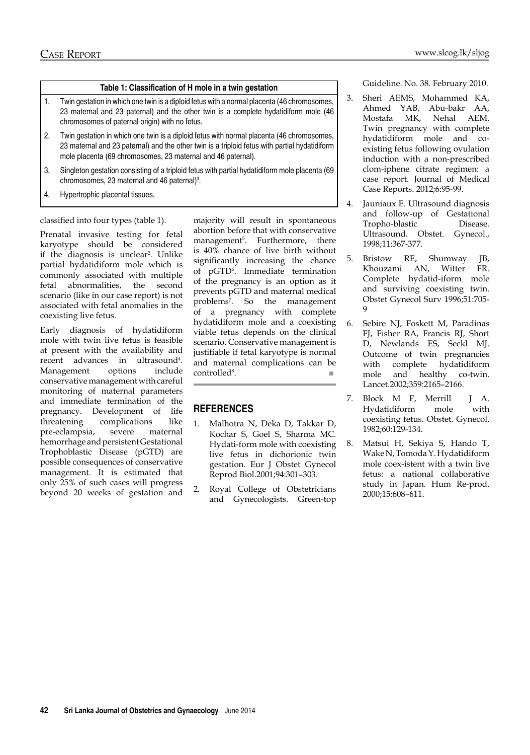**Table 1: Classification of H mole in a twin gestation**

1. Twin gestation in which one twin is a diploid fetus with a normal placenta (46 chromosomes, 23 maternal and 23 paternal) and the other twin is a complete hydatidiform mole (46 chromosomes of paternal origin) with no fetus.
2. Twin gestation in which one twin is a diploid fetus with normal placenta (46 chromosomes, 23 maternal and 23 paternal) and the other twin is a triploid fetus with partial hydatidiform mole placenta (69 chromosomes, 23 maternal and 46 paternal).
3. Singleton gestation consisting of a triploid fetus with partial hydatidiform mole placenta (69 chromosomes, 23 maternal and 46 paternal)[3].
4. Hypertrophic placental tissues.

classified into four types (table 1).

Prenatal invasive testing for fetal karyotype should be considered if the diagnosis is unclear[2]. Unlike partial hydatidiform mole which is commonly associated with multiple fetal abnormalities, the second scenario (like in our case report) is not associated with fetal anomalies in the coexisting live fetus.

Early diagnosis of hydatidiform mole with twin live fetus is feasible at present with the availability and recent advances in ultrasound[4]. Management options include conservative management with careful monitoring of maternal parameters and immediate termination of the pregnancy. Development of life threatening complications like pre-eclampsia, severe maternal hemorrhage and persistent Gestational Trophoblastic Disease (pGTD) are possible consequences of conservative management. It is estimated that only 25% of such cases will progress beyond 20 weeks of gestation and majority will result in spontaneous abortion before that with conservative management[5]. Furthermore, there is 40% chance of live birth without significantly increasing the chance of pGTD[6]. Immediate termination of the pregnancy is an option as it prevents pGTD and maternal medical problems[7]. So the management of a pregnancy with complete hydatidiform mole and a coexisting viable fetus depends on the clinical scenario. Conservative management is justifiable if fetal karyotype is normal and maternal complications can be controlled[8].

## REFERENCES

1. Malhotra N, Deka D, Takkar D, Kochar S, Goel S, Sharma MC. Hydati-form mole with coexisting live fetus in dichorionic twin gestation. Eur J Obstet Gynecol Reprod Biol.2001;94:301–303.
2. Royal College of Obstetricians and Gynecologists. Green-top Guideline. No. 38. February 2010.
3. Sheri AEMS, Mohammed KA, Ahmed YAB, Abu-bakr AA, Mostafa MK, Nehal AEM. Twin pregnancy with complete hydatidiform mole and co-existing fetus following ovulation induction with a non-prescribed clom-iphene citrate regimen: a case report. Journal of Medical Case Reports. 2012;6:95-99.
4. Jauniaux E. Ultrasound diagnosis and follow-up of Gestational Tropho-blastic Disease. Ultrasound. Obstet. Gynecol., 1998;11:367-377.
5. Bristow RE, Shumway JB, Khouzami AN, Witter FR. Complete hydatid-iform mole and surviving coexisting twin. Obstet Gynecol Surv 1996;51:705-9
6. Sebire NJ, Foskett M, Paradinas FJ, Fisher RA, Francis RJ, Short D, Newlands ES, Seckl MJ. Outcome of twin pregnancies with complete hydatidiform mole and healthy co-twin. Lancet.2002;359:2165–2166.
7. Block M F, Merrill J A. Hydatidiform mole with coexisting fetus. Obstet. Gynecol. 1982;60:129-134.
8. Matsui H, Sekiya S, Hando T, Wake N, Tomoda Y. Hydatidiform mole coex-istent with a twin live fetus: a national collaborative study in Japan. Hum Re-prod. 2000;15:608–611.